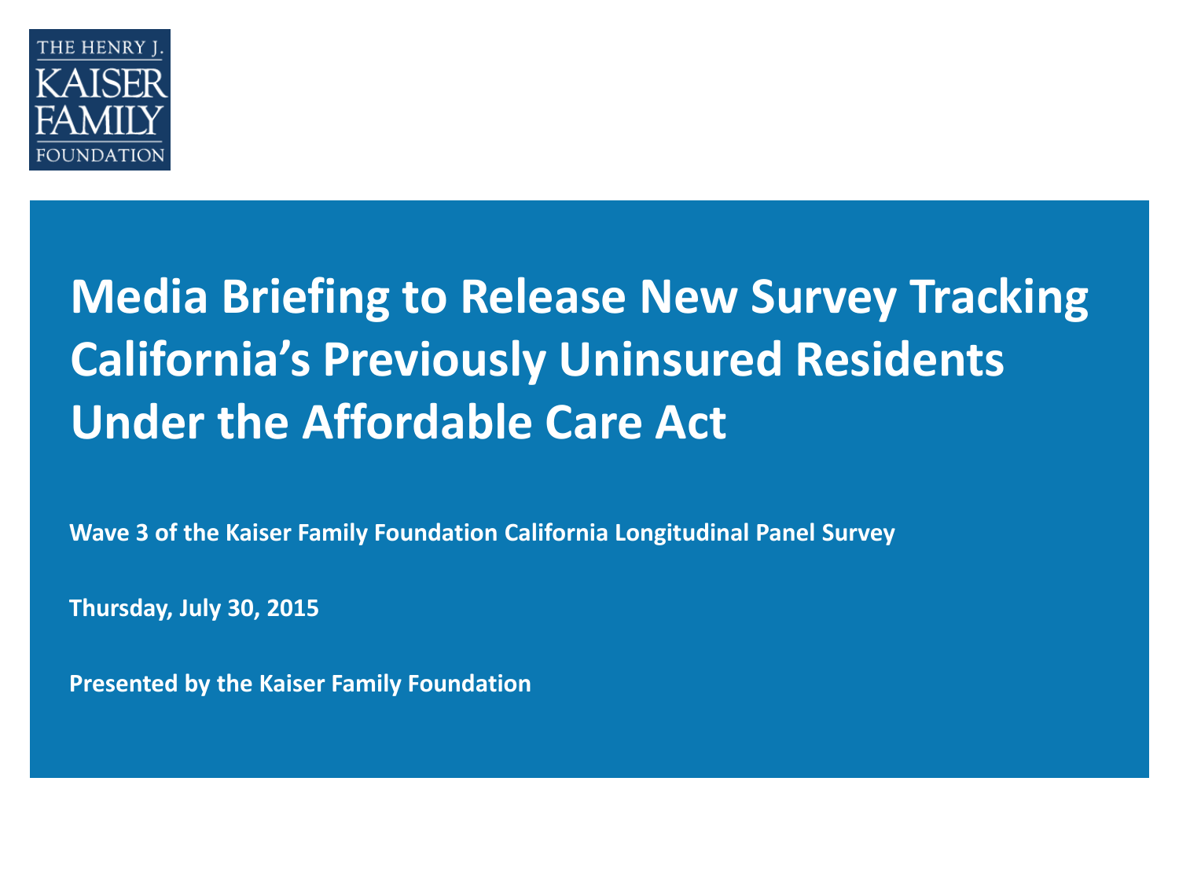THE HENRY J. KAISER FAMILY FOUNDATION

# Media Briefing to Release New Survey Tracking California's Previously Uninsured Residents Under the Affordable Care Act

**Wave 3 of the Kaiser Family Foundation California Longitudinal Panel Survey**

**Thursday, July 30, 2015**

**Presented by the Kaiser Family Foundation**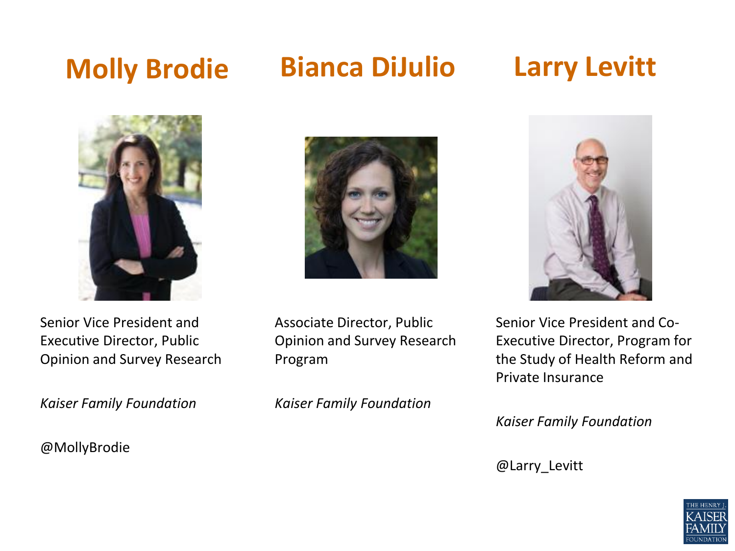## Molly Brodie

Senior Vice President and Executive Director, Public Opinion and Survey Research

*Kaiser Family Foundation*

@MollyBrodie

## Bianca DiJulio

Associate Director, Public Opinion and Survey Research Program

*Kaiser Family Foundation*

## Larry Levitt

Senior Vice President and Co-Executive Director, Program for the Study of Health Reform and Private Insurance

*Kaiser Family Foundation*

@Larry_Levitt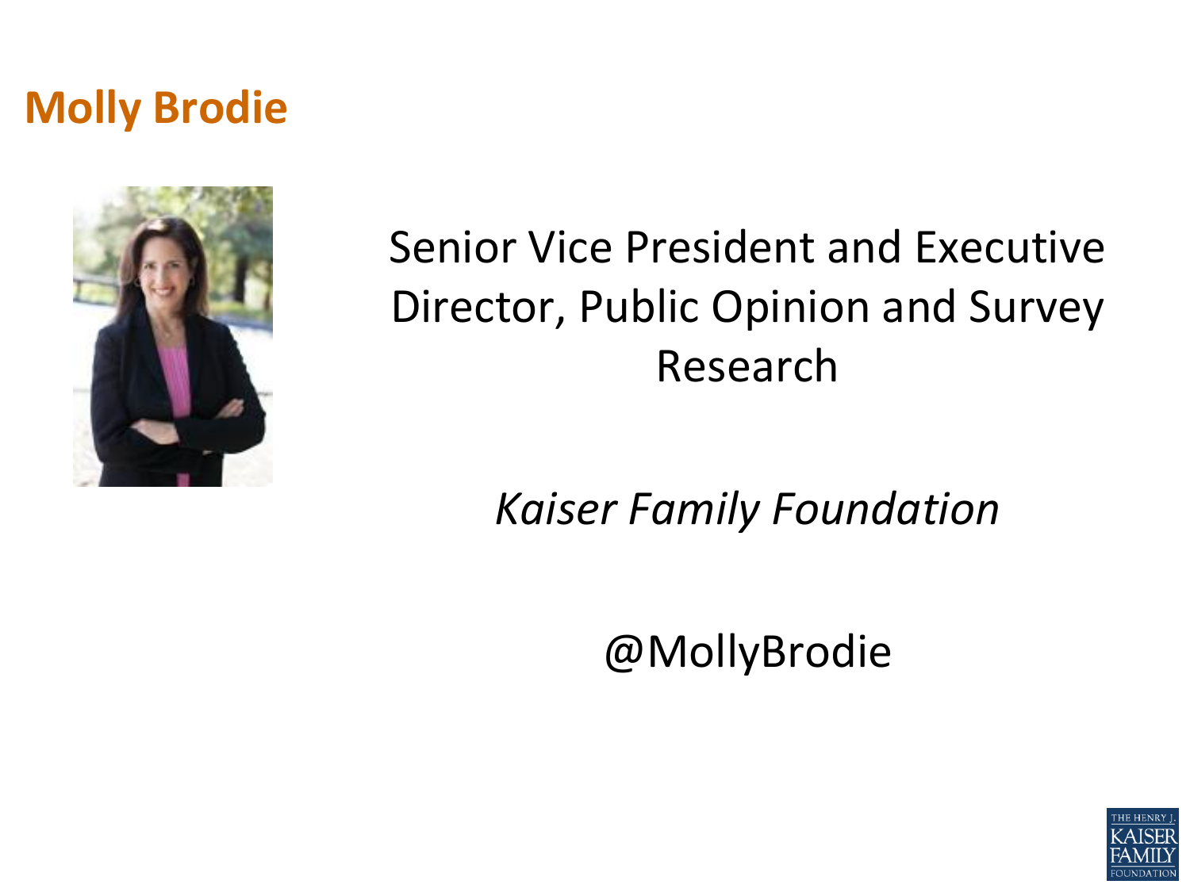# Molly Brodie

Senior Vice President and Executive Director, Public Opinion and Survey Research

*Kaiser Family Foundation*

@MollyBrodie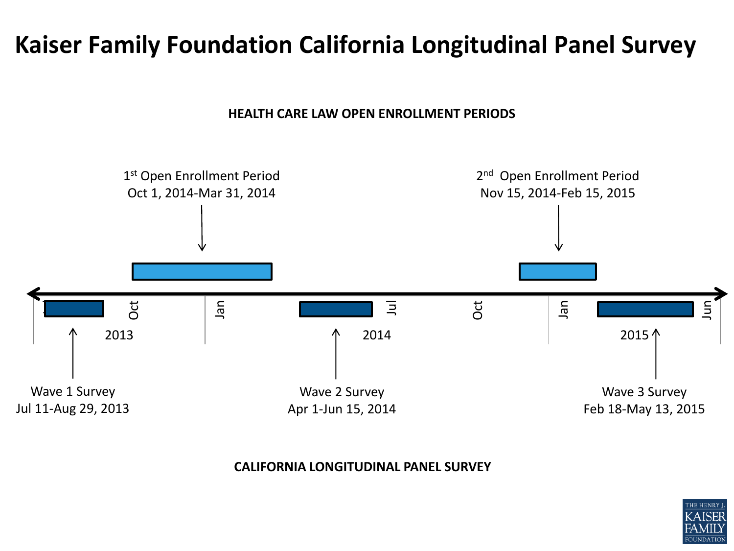# Kaiser Family Foundation California Longitudinal Panel Survey

**HEALTH CARE LAW OPEN ENROLLMENT PERIODS**

1st Open Enrollment Period
Oct 1, 2014-Mar 31, 2014

2nd Open Enrollment Period
Nov 15, 2014-Feb 15, 2015

Oct | Jan | Jul | Oct | Jan | Jun

2013 | 2014 | 2015

Wave 1 Survey
Jul 11-Aug 29, 2013

Wave 2 Survey
Apr 1-Jun 15, 2014

Wave 3 Survey
Feb 18-May 13, 2015

**CALIFORNIA LONGITUDINAL PANEL SURVEY**

THE HENRY J. KAISER FAMILY FOUNDATION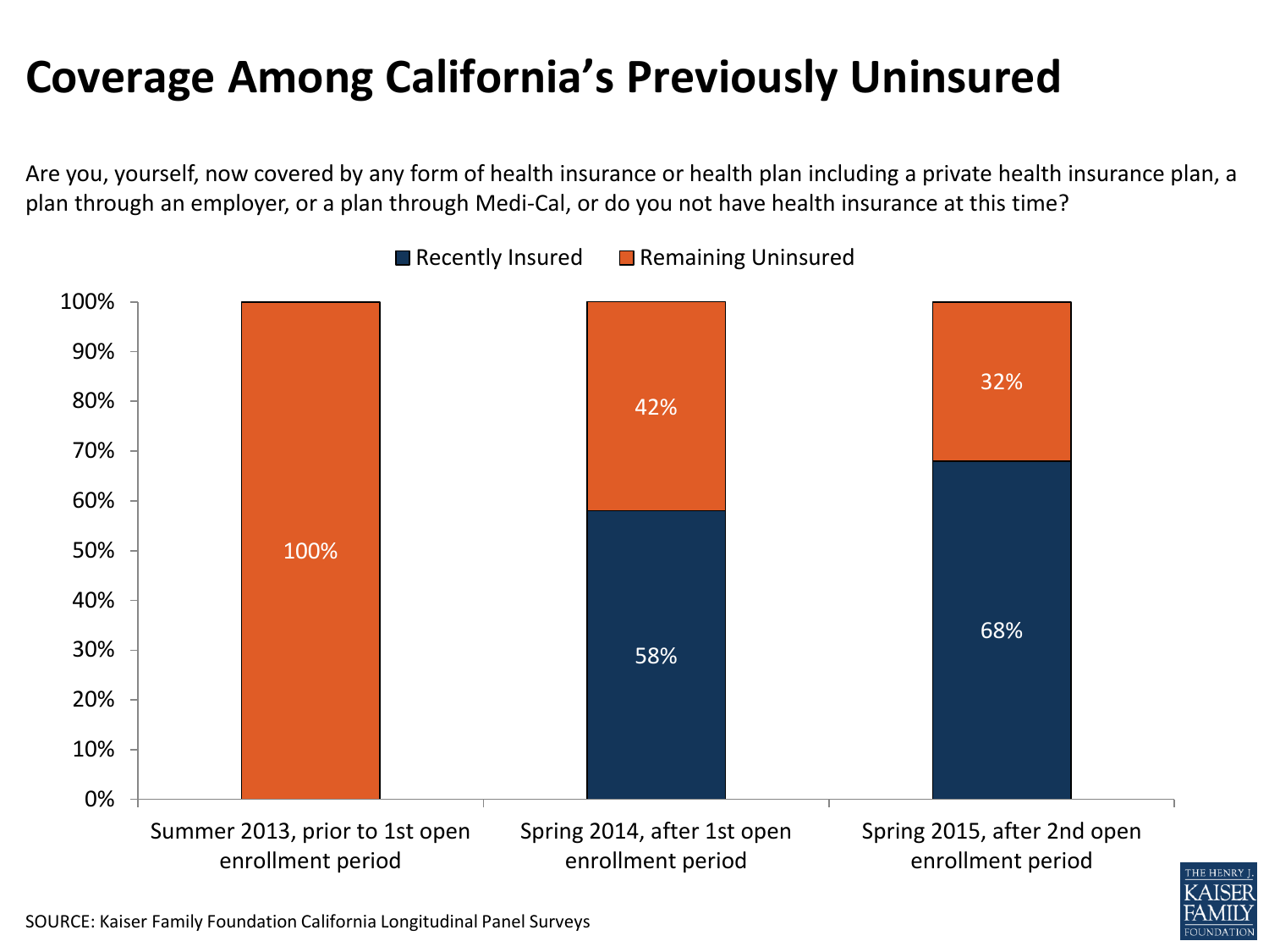# Coverage Among California's Previously Uninsured

Are you, yourself, now covered by any form of health insurance or health plan including a private health insurance plan, a plan through an employer, or a plan through Medi-Cal, or do you not have health insurance at this time?

| | Recently Insured | Remaining Uninsured |
|---|---|---|
| Summer 2013, prior to 1st open enrollment period | | 100% |
| Spring 2014, after 1st open enrollment period | 58% | 42% |
| Spring 2015, after 2nd open enrollment period | 68% | 32% |

SOURCE: Kaiser Family Foundation California Longitudinal Panel Surveys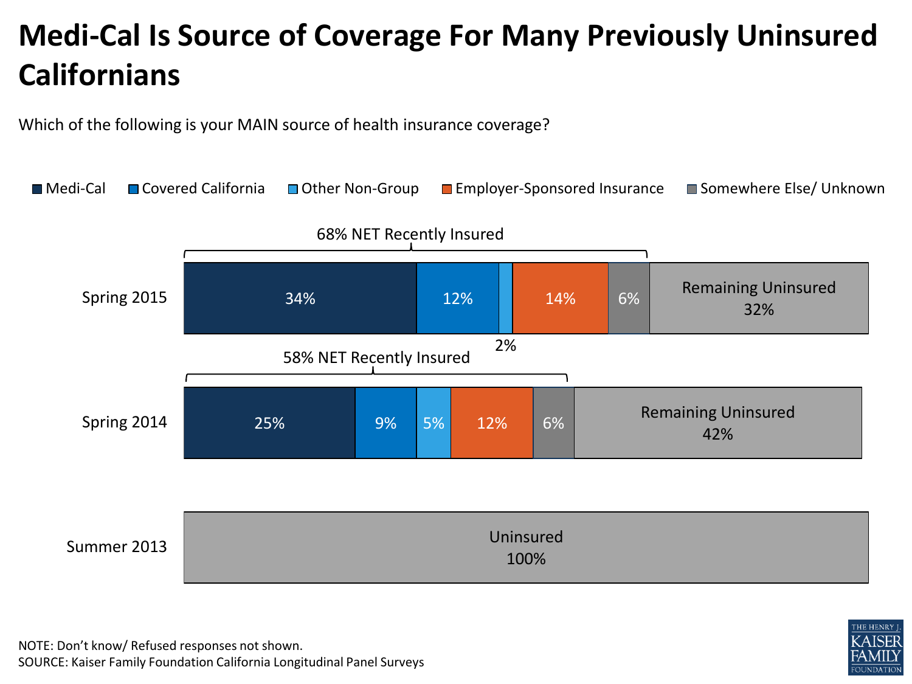# Medi-Cal Is Source of Coverage For Many Previously Uninsured Californians

Which of the following is your MAIN source of health insurance coverage?

| | Medi-Cal | Covered California | Other Non-Group | Employer-Sponsored Insurance | Somewhere Else/ Unknown | NET Recently Insured | Remaining Uninsured |
|---|---|---|---|---|---|---|---|
| Spring 2015 | 34% | 12% | 2% | 14% | 6% | 68% | 32% |
| Spring 2014 | 25% | 9% | 5% | 12% | 6% | 58% | 42% |
| Summer 2013 | | | | | | | Uninsured 100% |

NOTE: Don't know/ Refused responses not shown.
SOURCE: Kaiser Family Foundation California Longitudinal Panel Surveys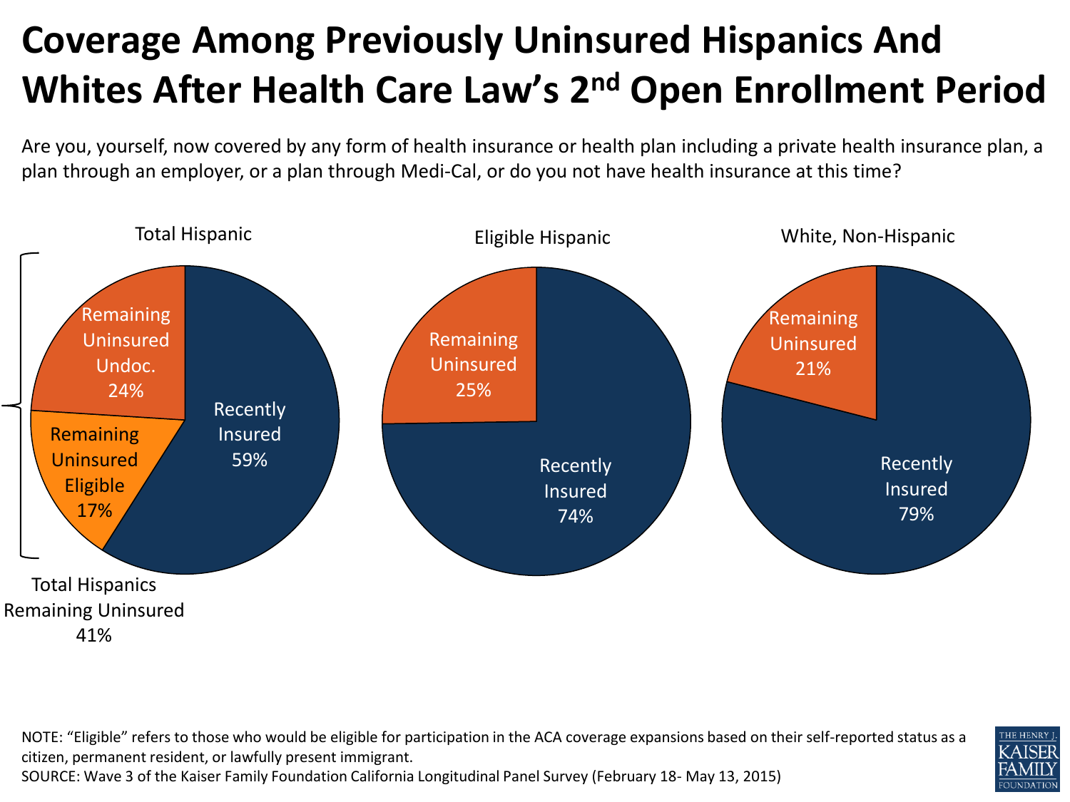# Coverage Among Previously Uninsured Hispanics And Whites After Health Care Law's 2nd Open Enrollment Period

Are you, yourself, now covered by any form of health insurance or health plan including a private health insurance plan, a plan through an employer, or a plan through Medi-Cal, or do you not have health insurance at this time?

| | Total Hispanic | Eligible Hispanic | White, Non-Hispanic |
|---|---|---|---|
| Recently Insured | 59% | 74% | 79% |
| Remaining Uninsured | 41% (Total Hispanics Remaining Uninsured) | 25% | 21% |
| Remaining Uninsured Undoc. | 24% | | |
| Remaining Uninsured Eligible | 17% | | |

NOTE: "Eligible" refers to those who would be eligible for participation in the ACA coverage expansions based on their self-reported status as a citizen, permanent resident, or lawfully present immigrant.

SOURCE: Wave 3 of the Kaiser Family Foundation California Longitudinal Panel Survey (February 18- May 13, 2015)

THE HENRY J. KAISER FAMILY FOUNDATION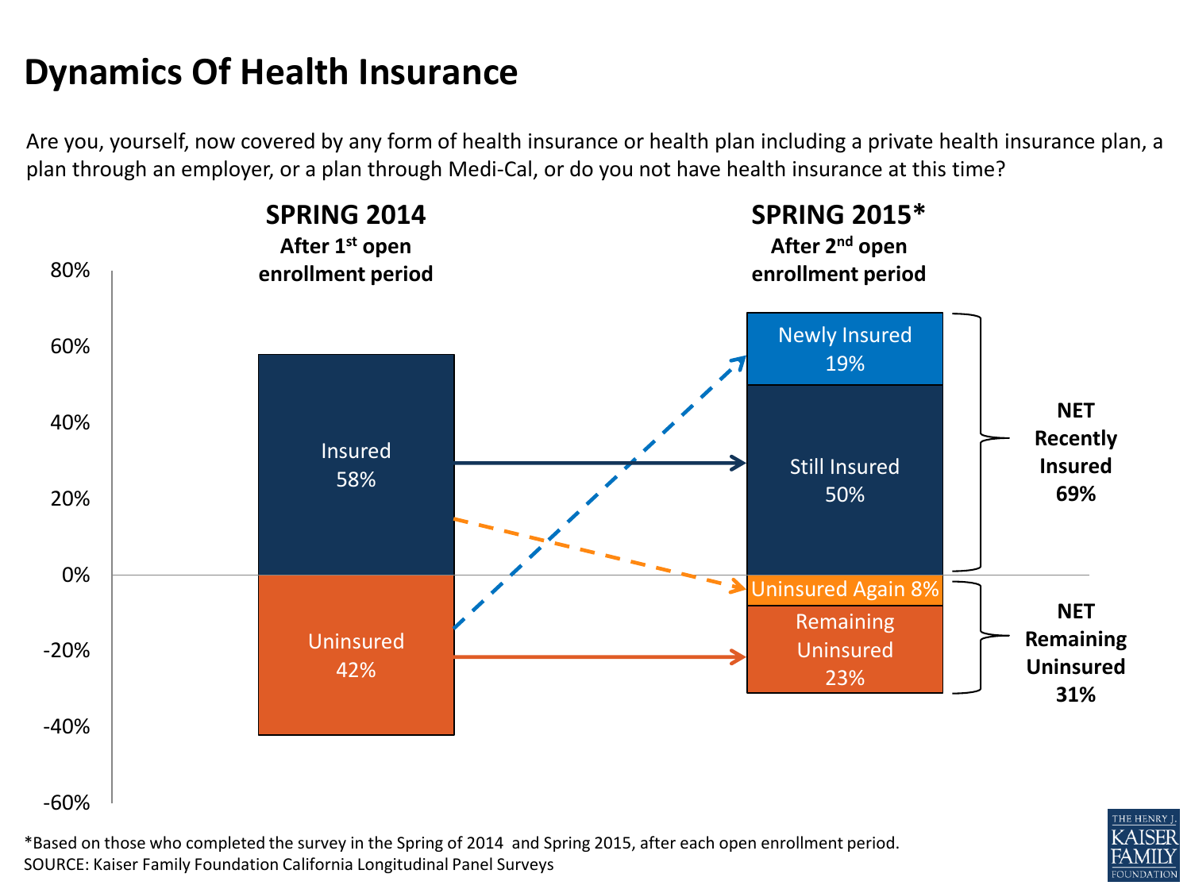# Dynamics Of Health Insurance

Are you, yourself, now covered by any form of health insurance or health plan including a private health insurance plan, a plan through an employer, or a plan through Medi-Cal, or do you not have health insurance at this time?

**SPRING 2014**
**After 1st open enrollment period**

- Insured 58%
- Uninsured 42%

**SPRING 2015***
**After 2nd open enrollment period**

- Newly Insured 19%
- Still Insured 50%
- Uninsured Again 8%
- Remaining Uninsured 23%

**NET Recently Insured 69%**

**NET Remaining Uninsured 31%**

*Based on those who completed the survey in the Spring of 2014 and Spring 2015, after each open enrollment period.
SOURCE: Kaiser Family Foundation California Longitudinal Panel Surveys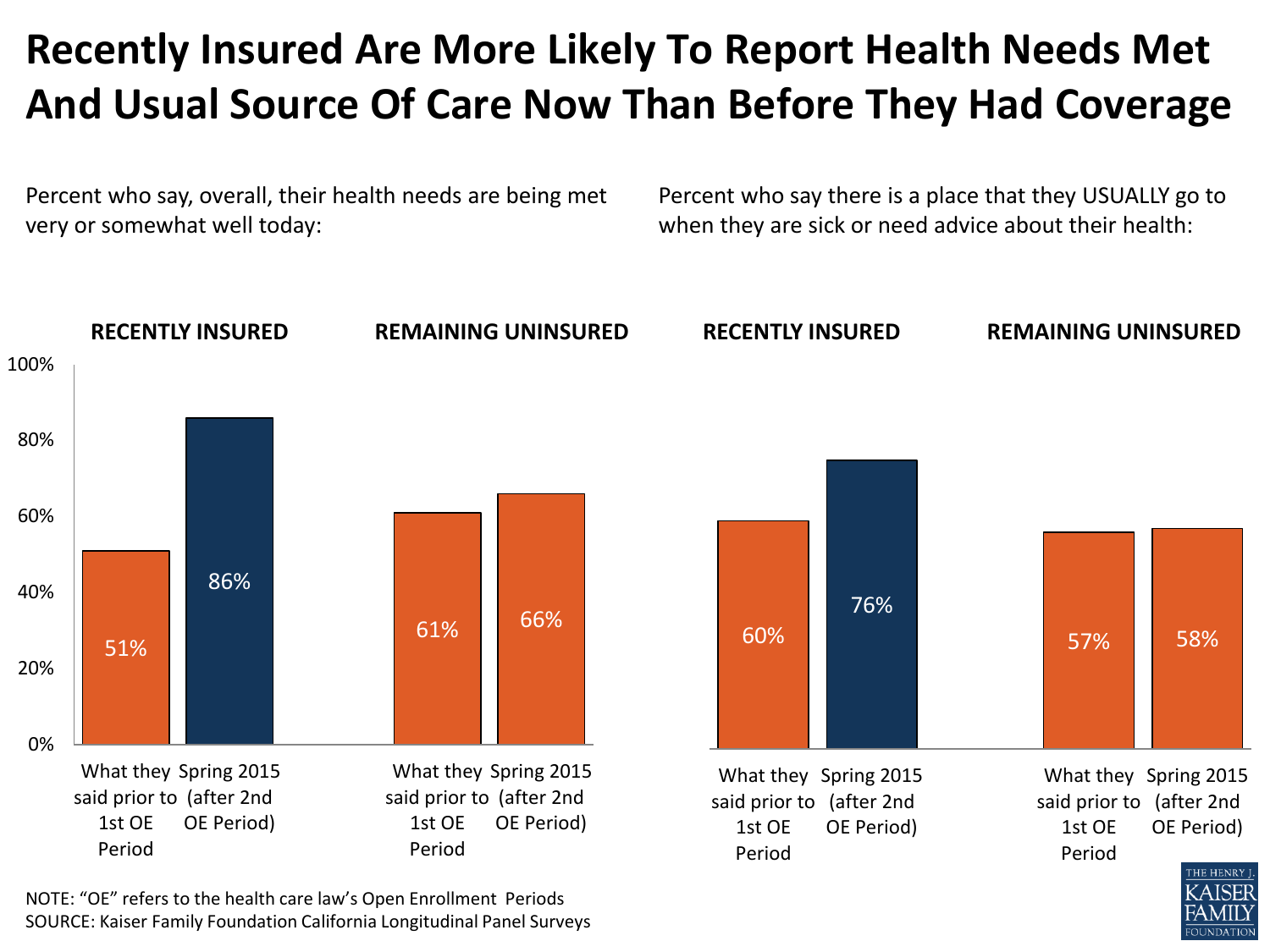# Recently Insured Are More Likely To Report Health Needs Met And Usual Source Of Care Now Than Before They Had Coverage

Percent who say, overall, their health needs are being met very or somewhat well today:

| | What they said prior to 1st OE Period | Spring 2015 (after 2nd OE Period) |
|---|---|---|
| RECENTLY INSURED | 51% | 86% |
| REMAINING UNINSURED | 61% | 66% |

Percent who say there is a place that they USUALLY go to when they are sick or need advice about their health:

| | What they said prior to 1st OE Period | Spring 2015 (after 2nd OE Period) |
|---|---|---|
| RECENTLY INSURED | 60% | 76% |
| REMAINING UNINSURED | 57% | 58% |

NOTE: "OE" refers to the health care law's Open Enrollment Periods
SOURCE: Kaiser Family Foundation California Longitudinal Panel Surveys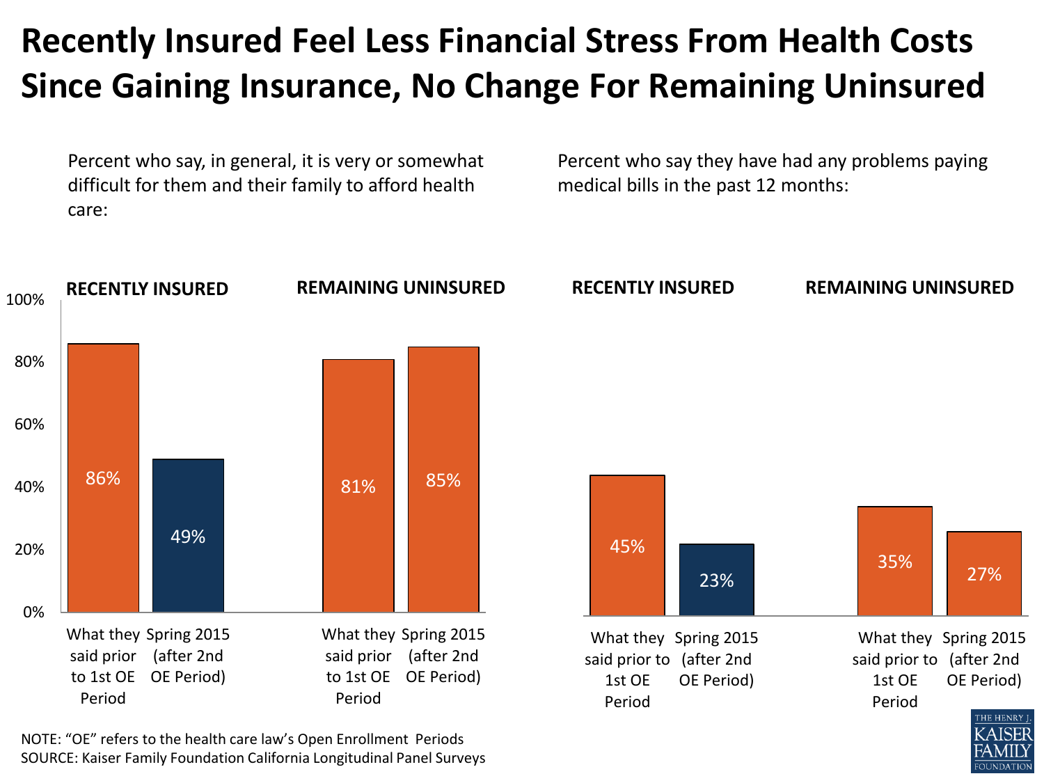# Recently Insured Feel Less Financial Stress From Health Costs Since Gaining Insurance, No Change For Remaining Uninsured

Percent who say, in general, it is very or somewhat difficult for them and their family to afford health care:

| | What they said prior to 1st OE Period | Spring 2015 (after 2nd OE Period) |
|---|---|---|
| RECENTLY INSURED | 86% | 49% |
| REMAINING UNINSURED | 81% | 85% |

Percent who say they have had any problems paying medical bills in the past 12 months:

| | What they said prior to 1st OE Period | Spring 2015 (after 2nd OE Period) |
|---|---|---|
| RECENTLY INSURED | 45% | 23% |
| REMAINING UNINSURED | 35% | 27% |

NOTE: “OE” refers to the health care law’s Open Enrollment Periods
SOURCE: Kaiser Family Foundation California Longitudinal Panel Surveys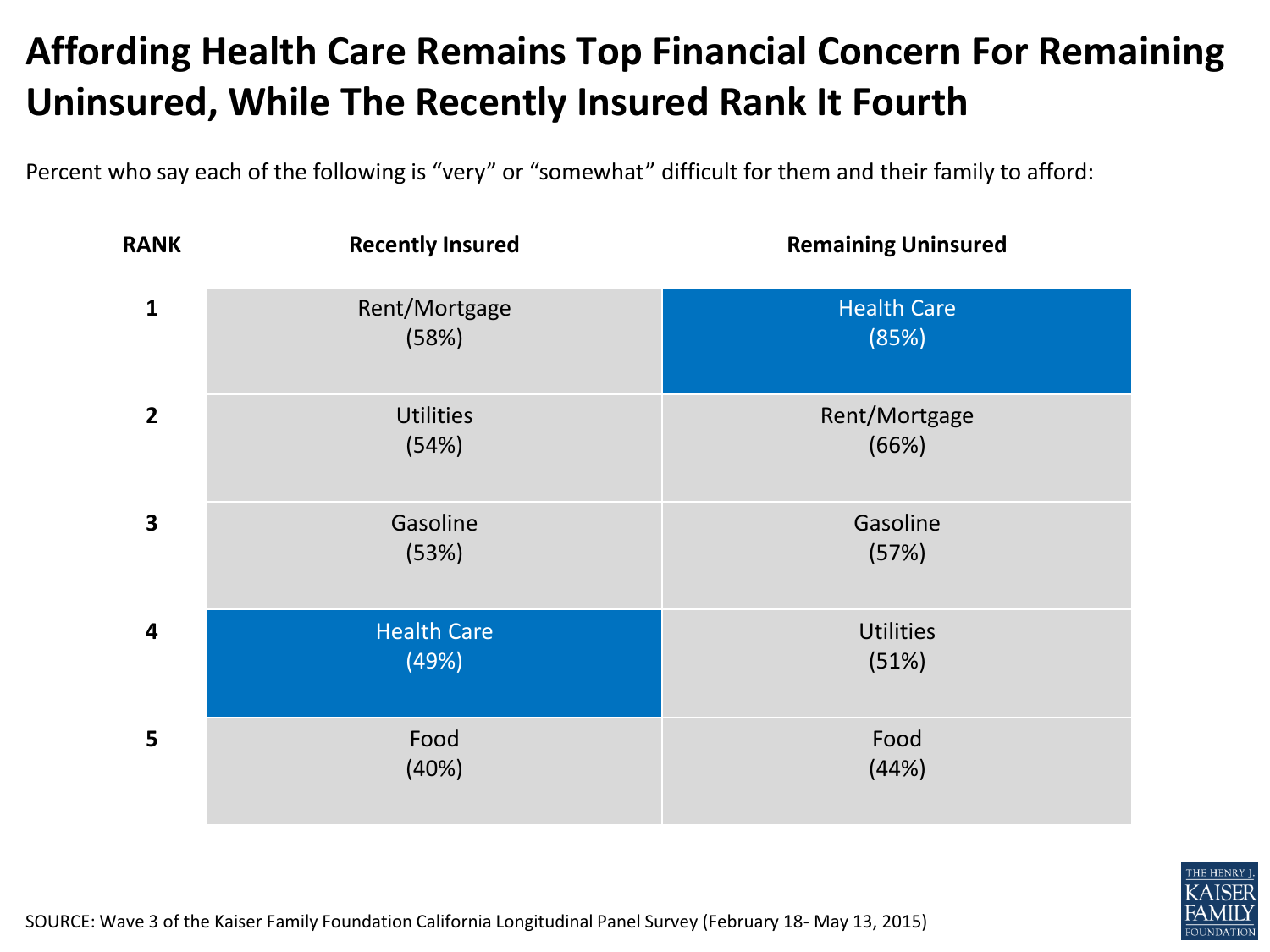# Affording Health Care Remains Top Financial Concern For Remaining Uninsured, While The Recently Insured Rank It Fourth

Percent who say each of the following is "very" or "somewhat" difficult for them and their family to afford:

| RANK | Recently Insured | Remaining Uninsured |
|---|---|---|
| 1 | Rent/Mortgage (58%) | Health Care (85%) |
| 2 | Utilities (54%) | Rent/Mortgage (66%) |
| 3 | Gasoline (53%) | Gasoline (57%) |
| 4 | Health Care (49%) | Utilities (51%) |
| 5 | Food (40%) | Food (44%) |

SOURCE: Wave 3 of the Kaiser Family Foundation California Longitudinal Panel Survey (February 18- May 13, 2015)

THE HENRY J. KAISER FAMILY FOUNDATION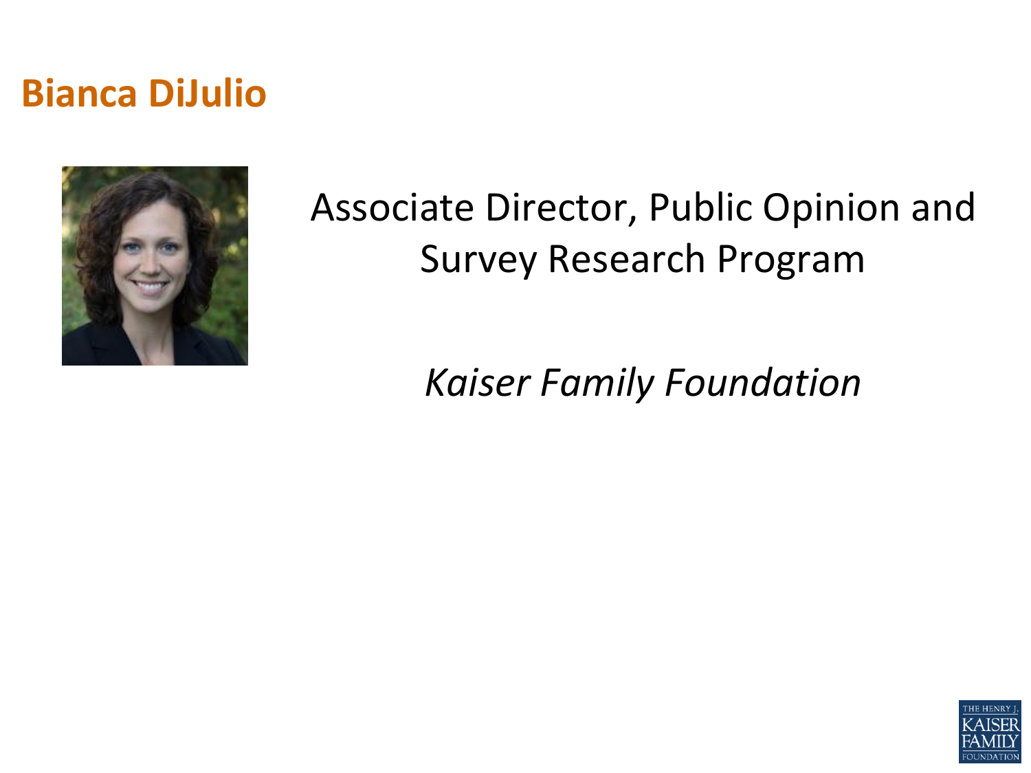# Bianca DiJulio

Associate Director, Public Opinion and Survey Research Program

*Kaiser Family Foundation*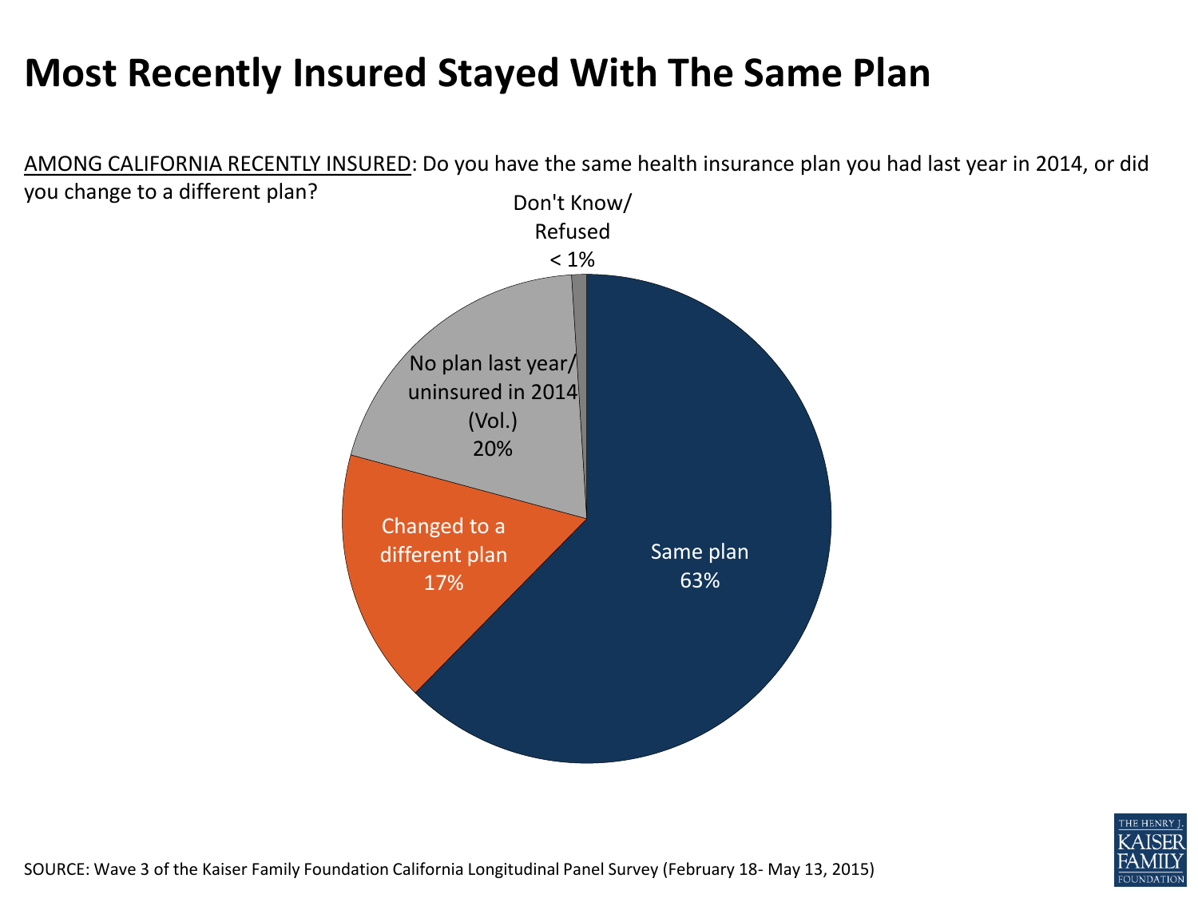# Most Recently Insured Stayed With The Same Plan

AMONG CALIFORNIA RECENTLY INSURED: Do you have the same health insurance plan you had last year in 2014, or did you change to a different plan?

| Response | Percent |
|---|---|
| Same plan | 63% |
| Changed to a different plan | 17% |
| No plan last year/ uninsured in 2014 (Vol.) | 20% |
| Don't Know/ Refused | < 1% |

SOURCE: Wave 3 of the Kaiser Family Foundation California Longitudinal Panel Survey (February 18- May 13, 2015)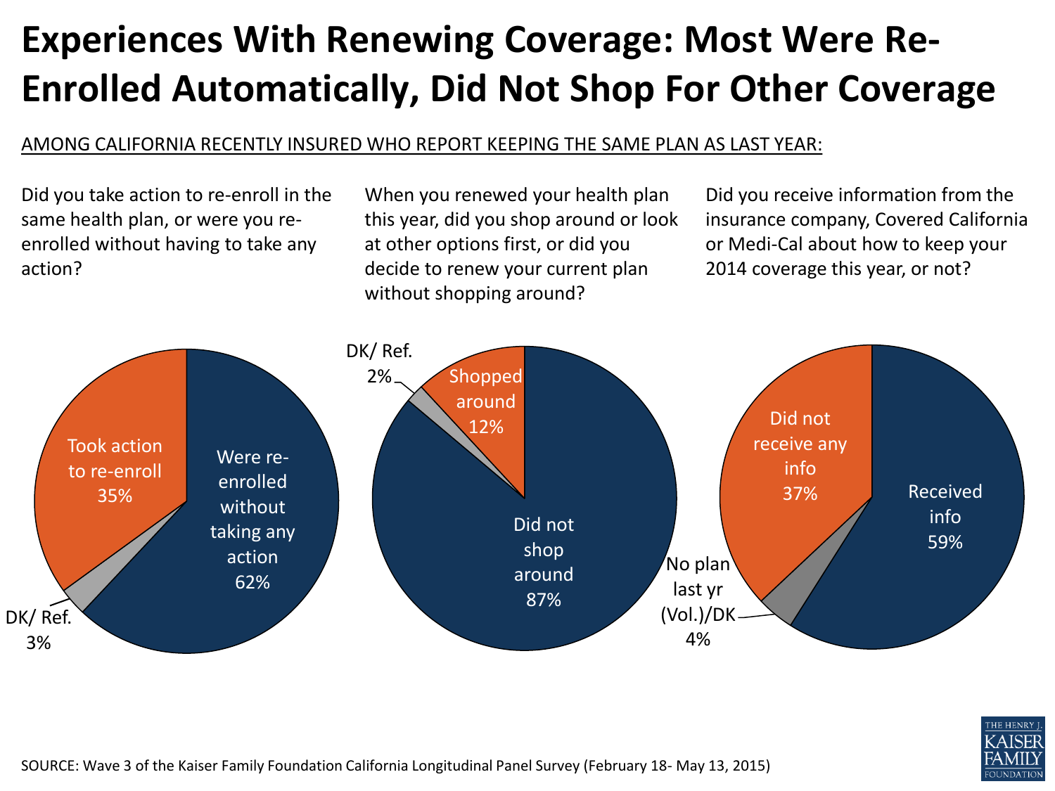# Experiences With Renewing Coverage: Most Were Re-Enrolled Automatically, Did Not Shop For Other Coverage

AMONG CALIFORNIA RECENTLY INSURED WHO REPORT KEEPING THE SAME PLAN AS LAST YEAR:

**Did you take action to re-enroll in the same health plan, or were you re-enrolled without having to take any action?**

| Response | % |
| --- | --- |
| Were re-enrolled without taking any action | 62% |
| Took action to re-enroll | 35% |
| DK/ Ref. | 3% |

**When you renewed your health plan this year, did you shop around or look at other options first, or did you decide to renew your current plan without shopping around?**

| Response | % |
| --- | --- |
| Did not shop around | 87% |
| Shopped around | 12% |
| DK/ Ref. | 2% |

**Did you receive information from the insurance company, Covered California or Medi-Cal about how to keep your 2014 coverage this year, or not?**

| Response | % |
| --- | --- |
| Received info | 59% |
| Did not receive any info | 37% |
| No plan last yr (Vol.)/DK | 4% |

SOURCE: Wave 3 of the Kaiser Family Foundation California Longitudinal Panel Survey (February 18- May 13, 2015)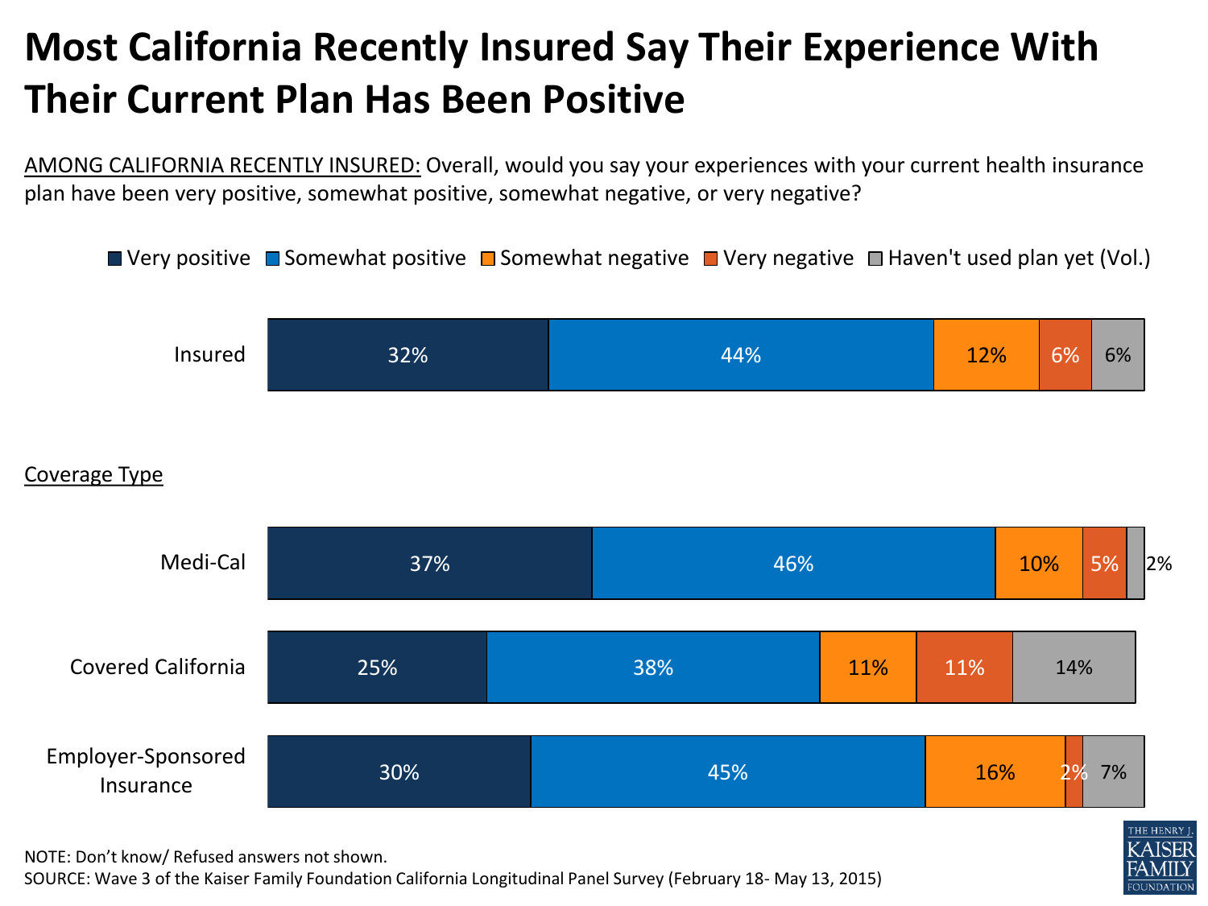# Most California Recently Insured Say Their Experience With Their Current Plan Has Been Positive

AMONG CALIFORNIA RECENTLY INSURED: Overall, would you say your experiences with your current health insurance plan have been very positive, somewhat positive, somewhat negative, or very negative?

| | Very positive | Somewhat positive | Somewhat negative | Very negative | Haven't used plan yet (Vol.) |
|---|---|---|---|---|---|
| Insured | 32% | 44% | 12% | 6% | 6% |
| **Coverage Type** | | | | | |
| Medi-Cal | 37% | 46% | 10% | 5% | 2% |
| Covered California | 25% | 38% | 11% | 11% | 14% |
| Employer-Sponsored Insurance | 30% | 45% | 16% | 2% | 7% |

NOTE: Don't know/ Refused answers not shown.
SOURCE: Wave 3 of the Kaiser Family Foundation California Longitudinal Panel Survey (February 18- May 13, 2015)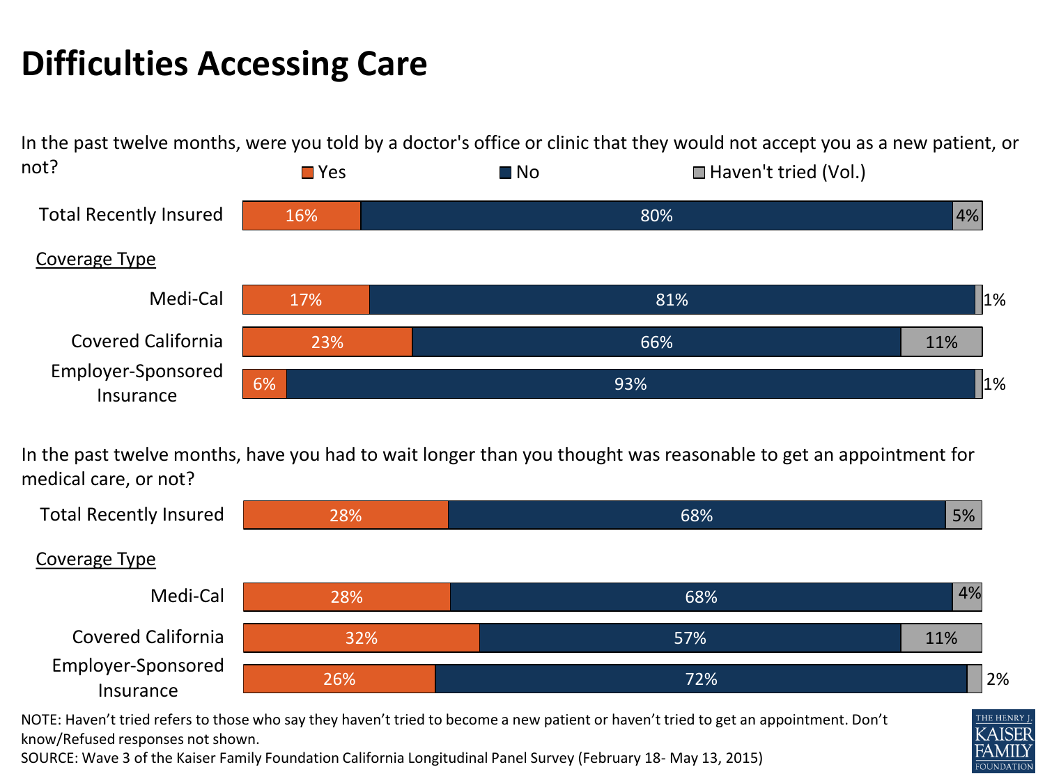# Difficulties Accessing Care

In the past twelve months, were you told by a doctor's office or clinic that they would not accept you as a new patient, or not?

| | Yes | No | Haven't tried (Vol.) |
|---|---|---|---|
| Total Recently Insured | 16% | 80% | 4% |
| **Coverage Type** | | | |
| Medi-Cal | 17% | 81% | 1% |
| Covered California | 23% | 66% | 11% |
| Employer-Sponsored Insurance | 6% | 93% | 1% |

In the past twelve months, have you had to wait longer than you thought was reasonable to get an appointment for medical care, or not?

| | Yes | No | Haven't tried (Vol.) |
|---|---|---|---|
| Total Recently Insured | 28% | 68% | 5% |
| **Coverage Type** | | | |
| Medi-Cal | 28% | 68% | 4% |
| Covered California | 32% | 57% | 11% |
| Employer-Sponsored Insurance | 26% | 72% | 2% |

NOTE: Haven't tried refers to those who say they haven't tried to become a new patient or haven't tried to get an appointment. Don't know/Refused responses not shown.

SOURCE: Wave 3 of the Kaiser Family Foundation California Longitudinal Panel Survey (February 18- May 13, 2015)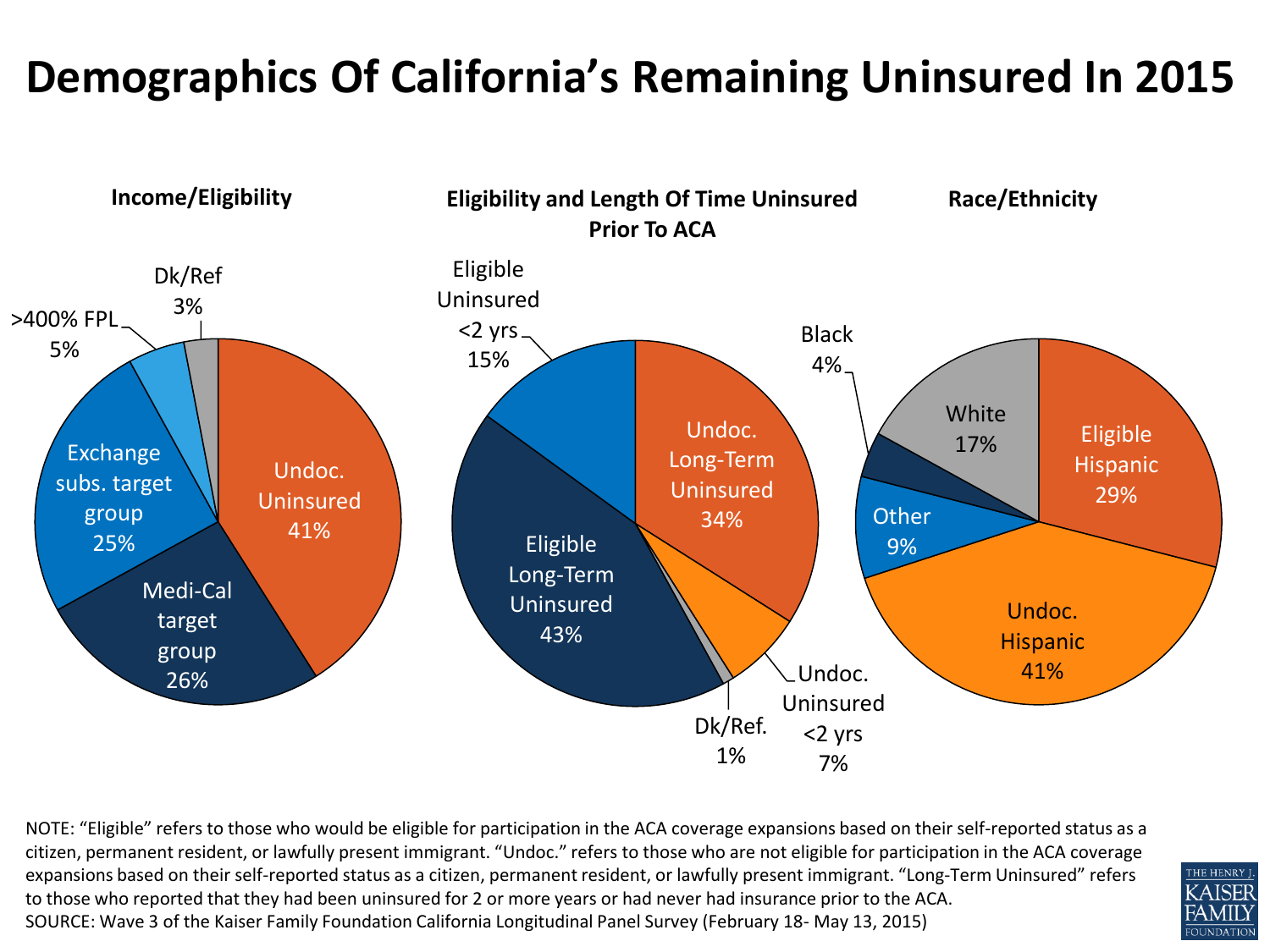# Demographics Of California's Remaining Uninsured In 2015

### Income/Eligibility

| Category | Percent |
| --- | --- |
| Undoc. Uninsured | 41% |
| Medi-Cal target group | 26% |
| Exchange subs. target group | 25% |
| >400% FPL | 5% |
| Dk/Ref | 3% |

### Eligibility and Length Of Time Uninsured Prior To ACA

| Category | Percent |
| --- | --- |
| Undoc. Long-Term Uninsured | 34% |
| Undoc. Uninsured <2 yrs | 7% |
| Dk/Ref. | 1% |
| Eligible Long-Term Uninsured | 43% |
| Eligible Uninsured <2 yrs | 15% |

### Race/Ethnicity

| Category | Percent |
| --- | --- |
| Eligible Hispanic | 29% |
| Undoc. Hispanic | 41% |
| Other | 9% |
| Black | 4% |
| White | 17% |

NOTE: "Eligible" refers to those who would be eligible for participation in the ACA coverage expansions based on their self-reported status as a citizen, permanent resident, or lawfully present immigrant. "Undoc." refers to those who are not eligible for participation in the ACA coverage expansions based on their self-reported status as a citizen, permanent resident, or lawfully present immigrant. "Long-Term Uninsured" refers to those who reported that they had been uninsured for 2 or more years or had never had insurance prior to the ACA.

SOURCE: Wave 3 of the Kaiser Family Foundation California Longitudinal Panel Survey (February 18- May 13, 2015)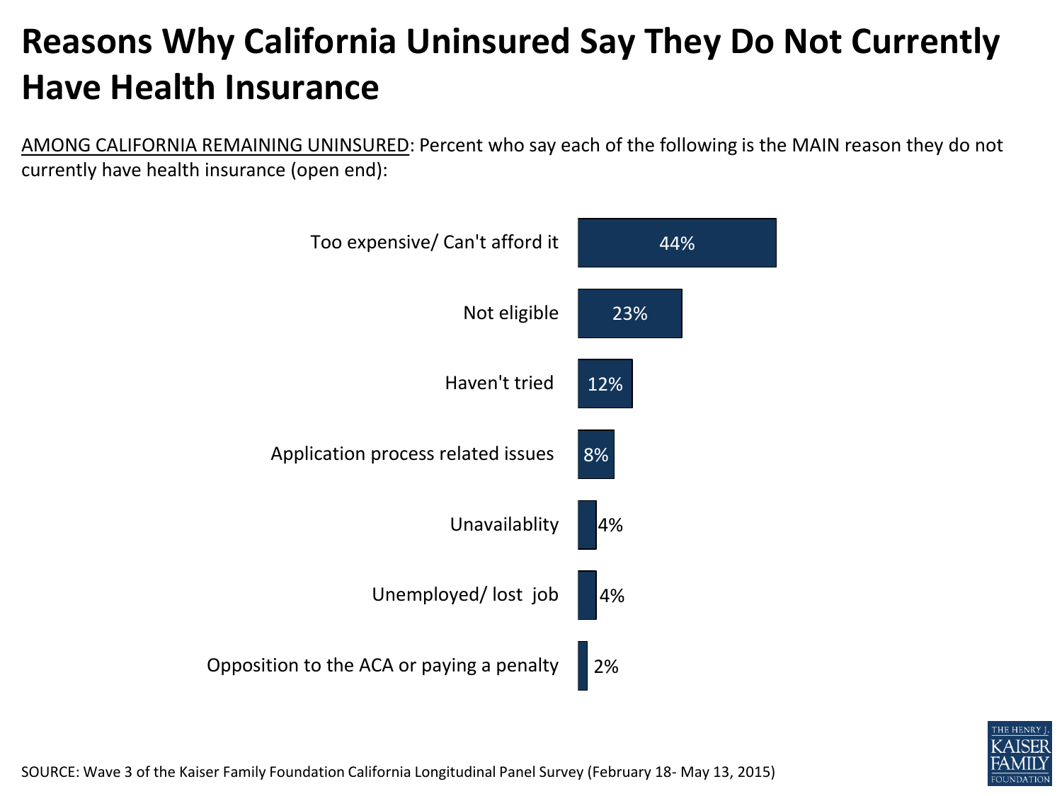# Reasons Why California Uninsured Say They Do Not Currently Have Health Insurance

AMONG CALIFORNIA REMAINING UNINSURED: Percent who say each of the following is the MAIN reason they do not currently have health insurance (open end):

| Reason | Percent |
| --- | --- |
| Too expensive/ Can't afford it | 44% |
| Not eligible | 23% |
| Haven't tried | 12% |
| Application process related issues | 8% |
| Unavailablity | 4% |
| Unemployed/ lost job | 4% |
| Opposition to the ACA or paying a penalty | 2% |

SOURCE: Wave 3 of the Kaiser Family Foundation California Longitudinal Panel Survey (February 18- May 13, 2015)

THE HENRY J. KAISER FAMILY FOUNDATION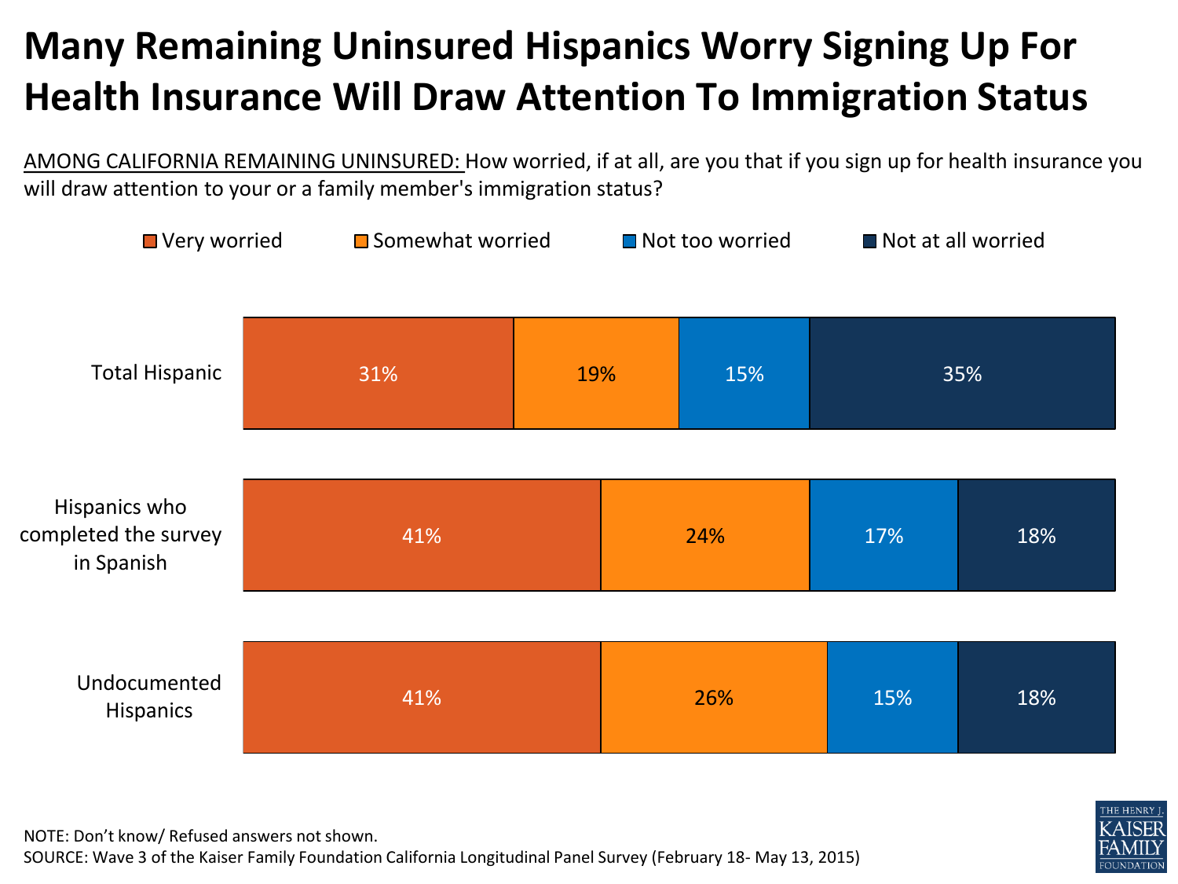# Many Remaining Uninsured Hispanics Worry Signing Up For Health Insurance Will Draw Attention To Immigration Status

AMONG CALIFORNIA REMAINING UNINSURED: How worried, if at all, are you that if you sign up for health insurance you will draw attention to your or a family member's immigration status?

| | Very worried | Somewhat worried | Not too worried | Not at all worried |
|---|---|---|---|---|
| Total Hispanic | 31% | 19% | 15% | 35% |
| Hispanics who completed the survey in Spanish | 41% | 24% | 17% | 18% |
| Undocumented Hispanics | 41% | 26% | 15% | 18% |

NOTE: Don't know/ Refused answers not shown.
SOURCE: Wave 3 of the Kaiser Family Foundation California Longitudinal Panel Survey (February 18- May 13, 2015)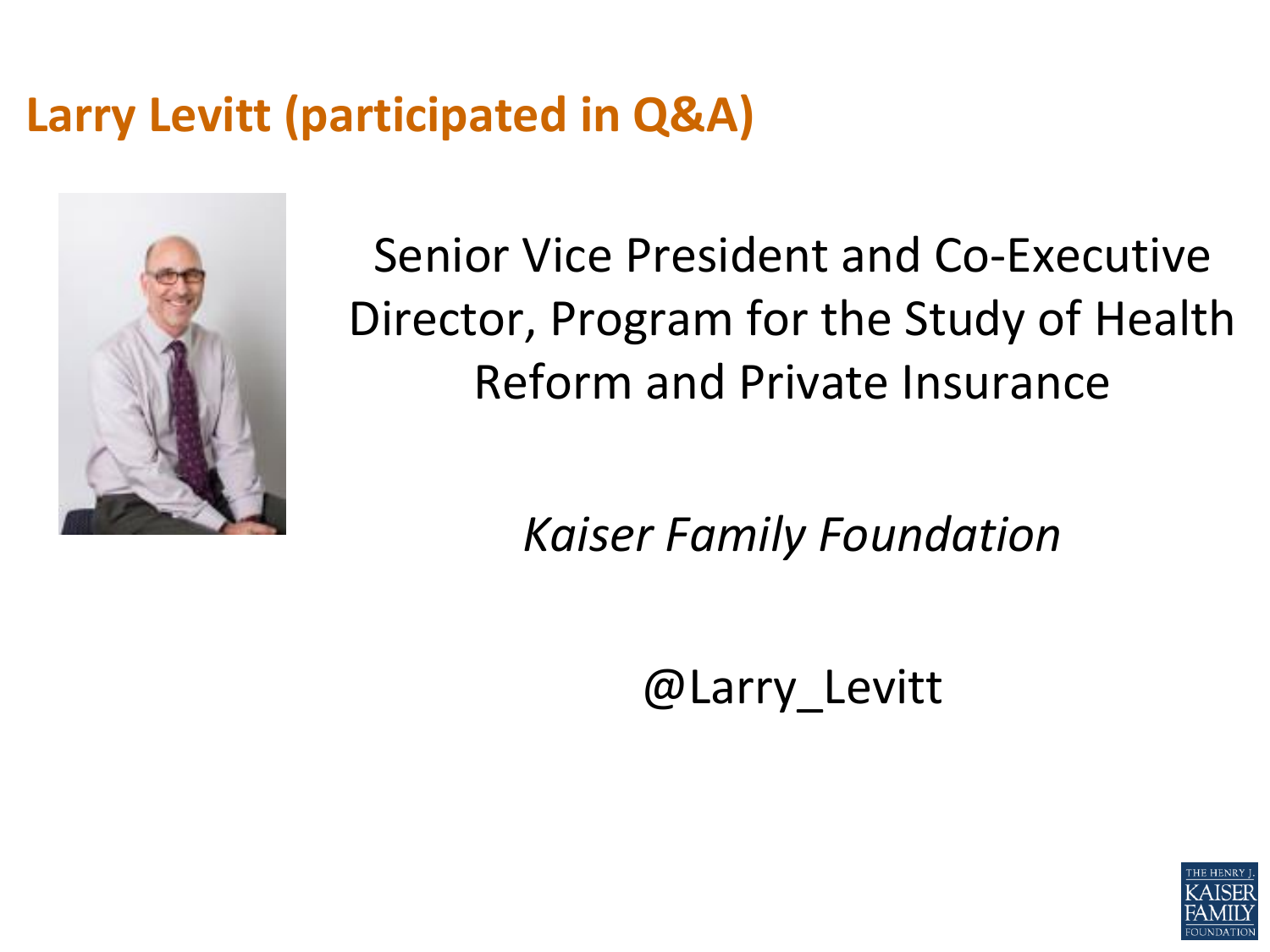## Larry Levitt (participated in Q&A)

Senior Vice President and Co-Executive Director, Program for the Study of Health Reform and Private Insurance

*Kaiser Family Foundation*

@Larry_Levitt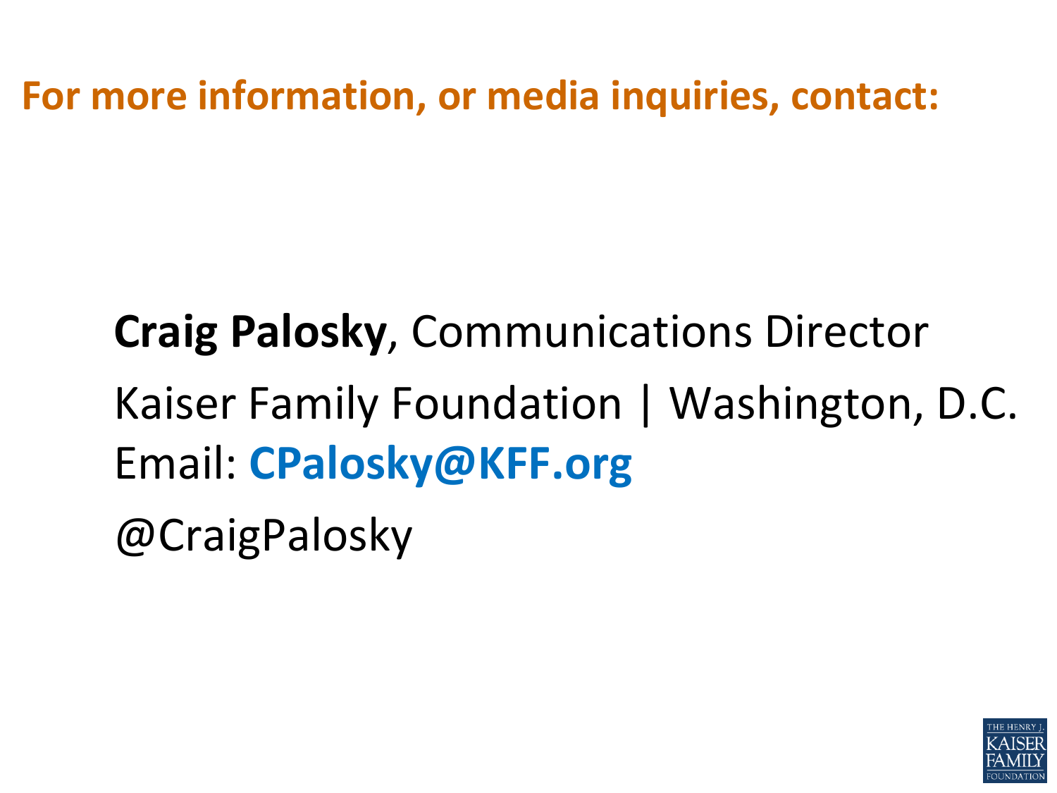## For more information, or media inquiries, contact:

**Craig Palosky**, Communications Director

Kaiser Family Foundation | Washington, D.C.

Email: **CPalosky@KFF.org**

@CraigPalosky

THE HENRY J. KAISER FAMILY FOUNDATION